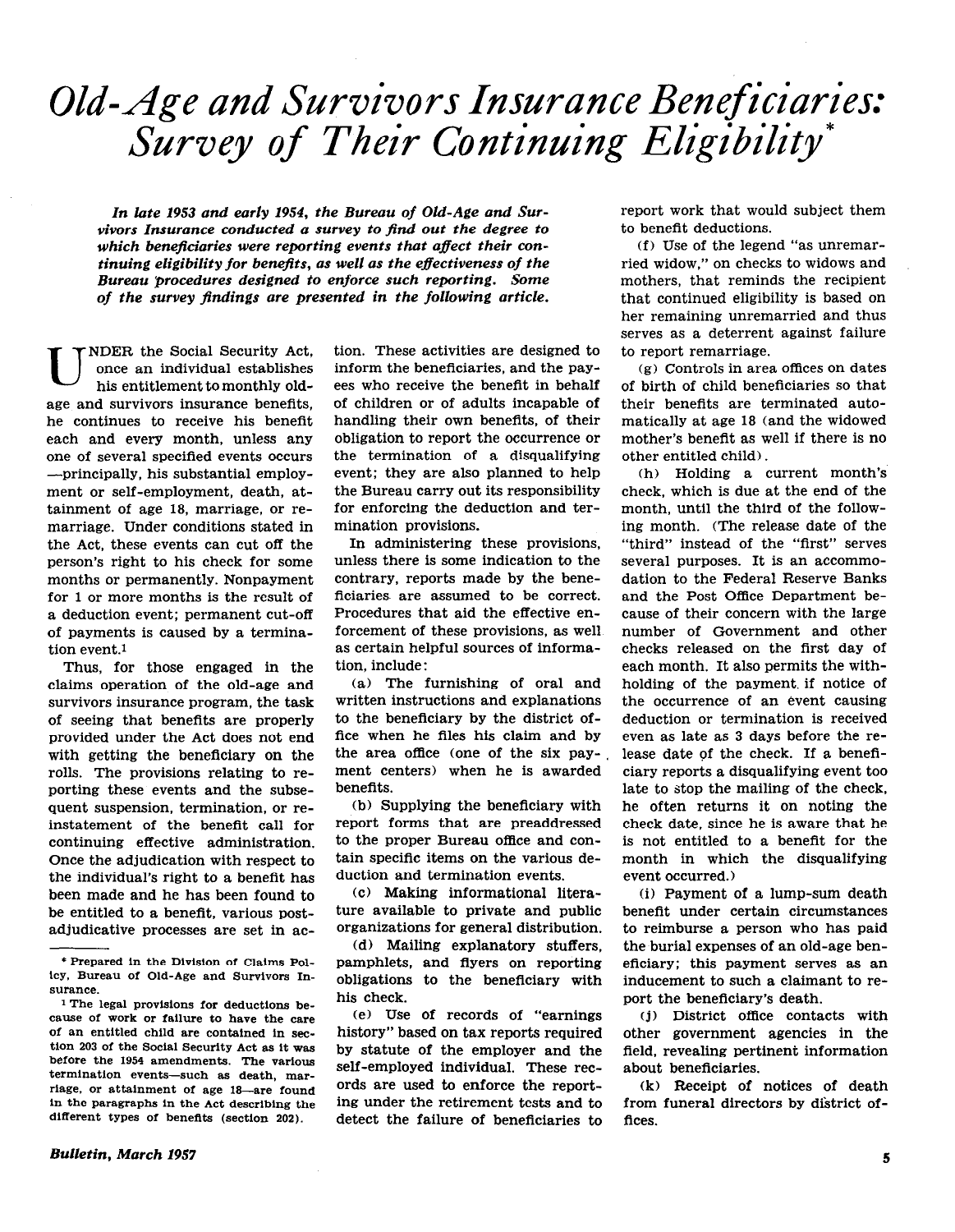# *Old-Age and Survivors Insurance Beneficiaries: Survey of Their Continuing Eligibility*\*

***In late 1953 and early 1954, the Bureau of Old-Age and Survivors Insurance conducted a survey to find out the degree to which beneficiaries were reporting events that affect their continuing eligibility for benefits, as well as the effectiveness of the Bureau procedures designed to enforce such reporting. Some of the survey findings are presented in the following article.***

UNDER the Social Security Act, once an individual establishes his entitlement to monthly old-age and survivors insurance benefits, he continues to receive his benefit each and every month, unless any one of several specified events occurs —principally, his substantial employment or self-employment, death, attainment of age 18, marriage, or remarriage. Under conditions stated in the Act, these events can cut off the person's right to his check for some months or permanently. Nonpayment for 1 or more months is the result of a deduction event; permanent cut-off of payments is caused by a termination event.[1]

Thus, for those engaged in the claims operation of the old-age and survivors insurance program, the task of seeing that benefits are properly provided under the Act does not end with getting the beneficiary on the rolls. The provisions relating to reporting these events and the subsequent suspension, termination, or reinstatement of the benefit call for continuing effective administration. Once the adjudication with respect to the individual's right to a benefit has been made and he has been found to be entitled to a benefit, various post-adjudicative processes are set in action. These activities are designed to inform the beneficiaries, and the payees who receive the benefit in behalf of children or of adults incapable of handling their own benefits, of their obligation to report the occurrence or the termination of a disqualifying event; they are also planned to help the Bureau carry out its responsibility for enforcing the deduction and termination provisions.

In administering these provisions, unless there is some indication to the contrary, reports made by the beneficiaries are assumed to be correct. Procedures that aid the effective enforcement of these provisions, as well as certain helpful sources of information, include:

(a) The furnishing of oral and written instructions and explanations to the beneficiary by the district office when he files his claim and by the area office (one of the six payment centers) when he is awarded benefits.

(b) Supplying the beneficiary with report forms that are preaddressed to the proper Bureau office and contain specific items on the various deduction and termination events.

(c) Making informational literature available to private and public organizations for general distribution.

(d) Mailing explanatory stuffers, pamphlets, and flyers on reporting obligations to the beneficiary with his check.

(e) Use of records of "earnings history" based on tax reports required by statute of the employer and the self-employed individual. These records are used to enforce the reporting under the retirement tests and to detect the failure of beneficiaries to report work that would subject them to benefit deductions.

(f) Use of the legend "as unremarried widow," on checks to widows and mothers, that reminds the recipient that continued eligibility is based on her remaining unremarried and thus serves as a deterrent against failure to report remarriage.

(g) Controls in area offices on dates of birth of child beneficiaries so that their benefits are terminated automatically at age 18 (and the widowed mother's benefit as well if there is no other entitled child).

(h) Holding a current month's check, which is due at the end of the month, until the third of the following month. (The release date of the "third" instead of the "first" serves several purposes. It is an accommodation to the Federal Reserve Banks and the Post Office Department because of their concern with the large number of Government and other checks released on the first day of each month. It also permits the withholding of the payment if notice of the occurrence of an event causing deduction or termination is received even as late as 3 days before the release date of the check. If a beneficiary reports a disqualifying event too late to stop the mailing of the check, he often returns it on noting the check date, since he is aware that he is not entitled to a benefit for the month in which the disqualifying event occurred.)

(i) Payment of a lump-sum death benefit under certain circumstances to reimburse a person who has paid the burial expenses of an old-age beneficiary; this payment serves as an inducement to such a claimant to report the beneficiary's death.

(j) District office contacts with other government agencies in the field, revealing pertinent information about beneficiaries.

(k) Receipt of notices of death from funeral directors by district offices.

---

\* Prepared in the Division of Claims Policy, Bureau of Old-Age and Survivors Insurance.

[1] The legal provisions for deductions because of work or failure to have the care of an entitled child are contained in section 203 of the Social Security Act as it was before the 1954 amendments. The various termination events—such as death, marriage, or attainment of age 18—are found in the paragraphs in the Act describing the different types of benefits (section 202).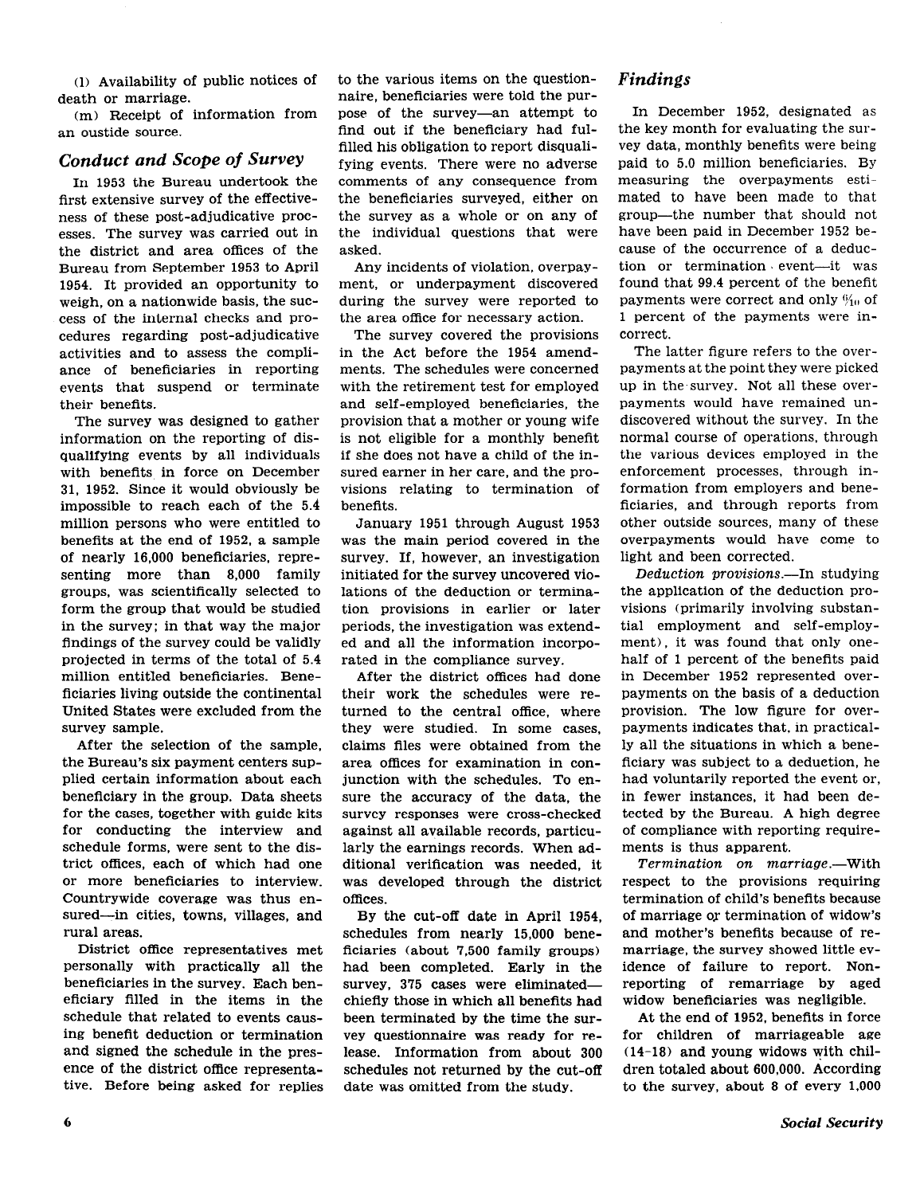(l) Availability of public notices of death or marriage.

(m) Receipt of information from an oustide source.

## Conduct and Scope of Survey

In 1953 the Bureau undertook the first extensive survey of the effectiveness of these post-adjudicative processes. The survey was carried out in the district and area offices of the Bureau from September 1953 to April 1954. It provided an opportunity to weigh, on a nationwide basis, the success of the internal checks and procedures regarding post-adjudicative activities and to assess the compliance of beneficiaries in reporting events that suspend or terminate their benefits.

The survey was designed to gather information on the reporting of disqualifying events by all individuals with benefits in force on December 31, 1952. Since it would obviously be impossible to reach each of the 5.4 million persons who were entitled to benefits at the end of 1952, a sample of nearly 16,000 beneficiaries, representing more than 8,000 family groups, was scientifically selected to form the group that would be studied in the survey; in that way the major findings of the survey could be validly projected in terms of the total of 5.4 million entitled beneficiaries. Beneficiaries living outside the continental United States were excluded from the survey sample.

After the selection of the sample, the Bureau's six payment centers supplied certain information about each beneficiary in the group. Data sheets for the cases, together with guide kits for conducting the interview and schedule forms, were sent to the district offices, each of which had one or more beneficiaries to interview. Countrywide coverage was thus ensured—in cities, towns, villages, and rural areas.

District office representatives met personally with practically all the beneficiaries in the survey. Each beneficiary filled in the items in the schedule that related to events causing benefit deduction or termination and signed the schedule in the presence of the district office representative. Before being asked for replies to the various items on the questionnaire, beneficiaries were told the purpose of the survey—an attempt to find out if the beneficiary had fulfilled his obligation to report disqualifying events. There were no adverse comments of any consequence from the beneficiaries surveyed, either on the survey as a whole or on any of the individual questions that were asked.

Any incidents of violation, overpayment, or underpayment discovered during the survey were reported to the area office for necessary action.

The survey covered the provisions in the Act before the 1954 amendments. The schedules were concerned with the retirement test for employed and self-employed beneficiaries, the provision that a mother or young wife is not eligible for a monthly benefit if she does not have a child of the insured earner in her care, and the provisions relating to termination of benefits.

January 1951 through August 1953 was the main period covered in the survey. If, however, an investigation initiated for the survey uncovered violations of the deduction or termination provisions in earlier or later periods, the investigation was extended and all the information incorporated in the compliance survey.

After the district offices had done their work the schedules were returned to the central office, where they were studied. In some cases, claims files were obtained from the area offices for examination in conjunction with the schedules. To ensure the accuracy of the data, the survey responses were cross-checked against all available records, particularly the earnings records. When additional verification was needed, it was developed through the district offices.

By the cut-off date in April 1954, schedules from nearly 15,000 beneficiaries (about 7,500 family groups) had been completed. Early in the survey, 375 cases were eliminated—chiefly those in which all benefits had been terminated by the time the survey questionnaire was ready for release. Information from about 300 schedules not returned by the cut-off date was omitted from the study.

## Findings

In December 1952, designated as the key month for evaluating the survey data, monthly benefits were being paid to 5.0 million beneficiaries. By measuring the overpayments estimated to have been made to that group—the number that should not have been paid in December 1952 because of the occurrence of a deduction or termination event—it was found that 99.4 percent of the benefit payments were correct and only 6/10 of 1 percent of the payments were incorrect.

The latter figure refers to the overpayments at the point they were picked up in the survey. Not all these overpayments would have remained undiscovered without the survey. In the normal course of operations, through the various devices employed in the enforcement processes, through information from employers and beneficiaries, and through reports from other outside sources, many of these overpayments would have come to light and been corrected.

*Deduction provisions.*—In studying the application of the deduction provisions (primarily involving substantial employment and self-employment), it was found that only one-half of 1 percent of the benefits paid in December 1952 represented overpayments on the basis of a deduction provision. The low figure for overpayments indicates that, in practically all the situations in which a beneficiary was subject to a deduction, he had voluntarily reported the event or, in fewer instances, it had been detected by the Bureau. A high degree of compliance with reporting requirements is thus apparent.

*Termination on marriage.*—With respect to the provisions requiring termination of child's benefits because of marriage or termination of widow's and mother's benefits because of remarriage, the survey showed little evidence of failure to report. Nonreporting of remarriage by aged widow beneficiaries was negligible.

At the end of 1952, benefits in force for children of marriageable age (14–18) and young widows with children totaled about 600,000. According to the survey, about 8 of every 1,000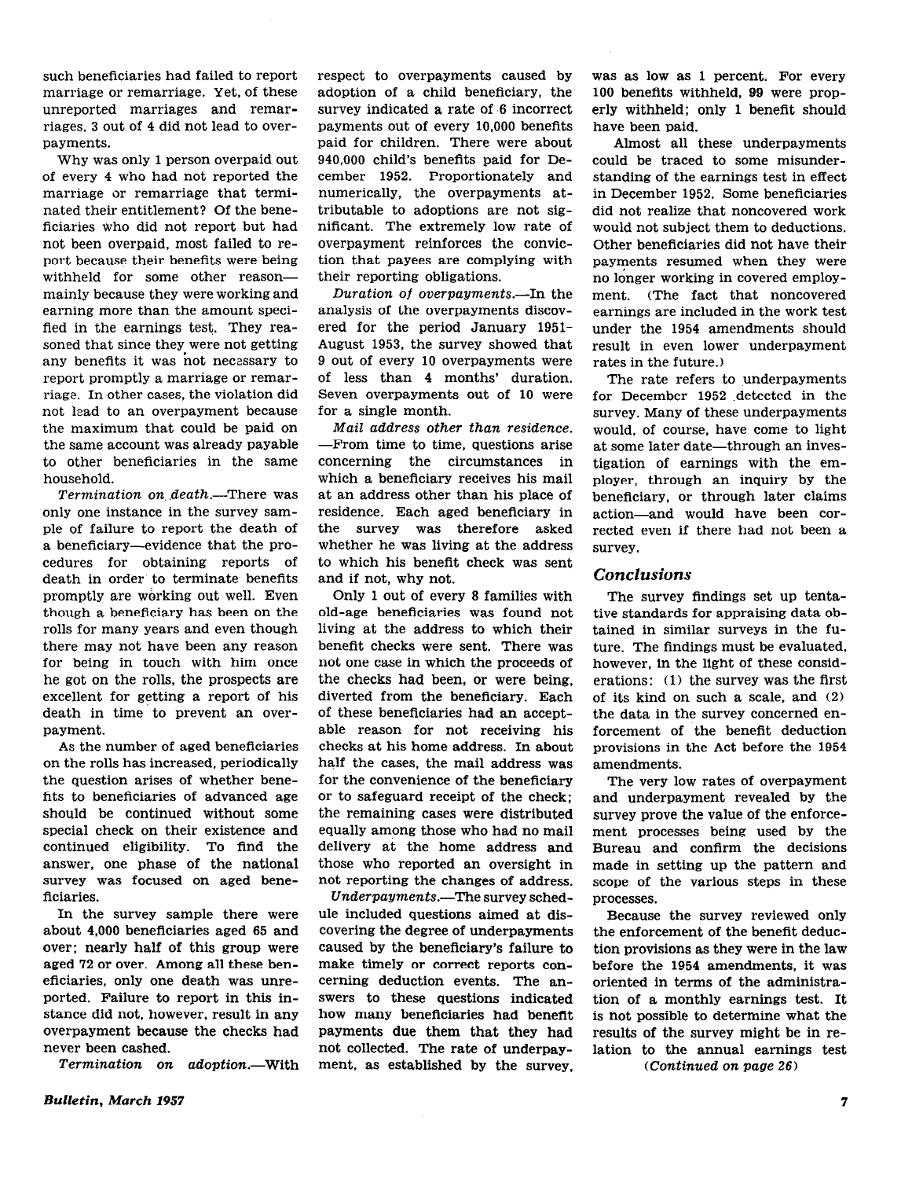such beneficiaries had failed to report marriage or remarriage. Yet, of these unreported marriages and remarriages, 3 out of 4 did not lead to overpayments.

Why was only 1 person overpaid out of every 4 who had not reported the marriage or remarriage that terminated their entitlement? Of the beneficiaries who did not report but had not been overpaid, most failed to report because their benefits were being withheld for some other reason—mainly because they were working and earning more than the amount specified in the earnings test. They reasoned that since they were not getting any benefits it was not necessary to report promptly a marriage or remarriage. In other cases, the violation did not lead to an overpayment because the maximum that could be paid on the same account was already payable to other beneficiaries in the same household.

*Termination on death.*—There was only one instance in the survey sample of failure to report the death of a beneficiary—evidence that the procedures for obtaining reports of death in order to terminate benefits promptly are working out well. Even though a beneficiary has been on the rolls for many years and even though there may not have been any reason for being in touch with him once he got on the rolls, the prospects are excellent for getting a report of his death in time to prevent an overpayment.

As the number of aged beneficiaries on the rolls has increased, periodically the question arises of whether benefits to beneficiaries of advanced age should be continued without some special check on their existence and continued eligibility. To find the answer, one phase of the national survey was focused on aged beneficiaries.

In the survey sample there were about 4,000 beneficiaries aged 65 and over; nearly half of this group were aged 72 or over. Among all these beneficiaries, only one death was unreported. Failure to report in this instance did not, however, result in any overpayment because the checks had never been cashed.

*Termination on adoption.*—With respect to overpayments caused by adoption of a child beneficiary, the survey indicated a rate of 6 incorrect payments out of every 10,000 benefits paid for children. There were about 940,000 child's benefits paid for December 1952. Proportionately and numerically, the overpayments attributable to adoptions are not significant. The extremely low rate of overpayment reinforces the conviction that payees are complying with their reporting obligations.

*Duration of overpayments.*—In the analysis of the overpayments discovered for the period January 1951–August 1953, the survey showed that 9 out of every 10 overpayments were of less than 4 months' duration. Seven overpayments out of 10 were for a single month.

*Mail address other than residence.*—From time to time, questions arise concerning the circumstances in which a beneficiary receives his mail at an address other than his place of residence. Each aged beneficiary in the survey was therefore asked whether he was living at the address to which his benefit check was sent and if not, why not.

Only 1 out of every 8 families with old-age beneficiaries was found not living at the address to which their benefit checks were sent. There was not one case in which the proceeds of the checks had been, or were being, diverted from the beneficiary. Each of these beneficiaries had an acceptable reason for not receiving his checks at his home address. In about half the cases, the mail address was for the convenience of the beneficiary or to safeguard receipt of the check; the remaining cases were distributed equally among those who had no mail delivery at the home address and those who reported an oversight in not reporting the changes of address.

*Underpayments.*—The survey schedule included questions aimed at discovering the degree of underpayments caused by the beneficiary's failure to make timely or correct reports concerning deduction events. The answers to these questions indicated how many beneficiaries had benefit payments due them that they had not collected. The rate of underpayment, as established by the survey, was as low as 1 percent. For every 100 benefits withheld, 99 were properly withheld; only 1 benefit should have been paid.

Almost all these underpayments could be traced to some misunderstanding of the earnings test in effect in December 1952. Some beneficiaries did not realize that noncovered work would not subject them to deductions. Other beneficiaries did not have their payments resumed when they were no longer working in covered employment. (The fact that noncovered earnings are included in the work test under the 1954 amendments should result in even lower underpayment rates in the future.)

The rate refers to underpayments for December 1952 detected in the survey. Many of these underpayments would, of course, have come to light at some later date—through an investigation of earnings with the employer, through an inquiry by the beneficiary, or through later claims action—and would have been corrected even if there had not been a survey.

## Conclusions

The survey findings set up tentative standards for appraising data obtained in similar surveys in the future. The findings must be evaluated, however, in the light of these considerations: (1) the survey was the first of its kind on such a scale, and (2) the data in the survey concerned enforcement of the benefit deduction provisions in the Act before the 1954 amendments.

The very low rates of overpayment and underpayment revealed by the survey prove the value of the enforcement processes being used by the Bureau and confirm the decisions made in setting up the pattern and scope of the various steps in these processes.

Because the survey reviewed only the enforcement of the benefit deduction provisions as they were in the law before the 1954 amendments, it was oriented in terms of the administration of a monthly earnings test. It is not possible to determine what the results of the survey might be in relation to the annual earnings test

*(Continued on page 26)*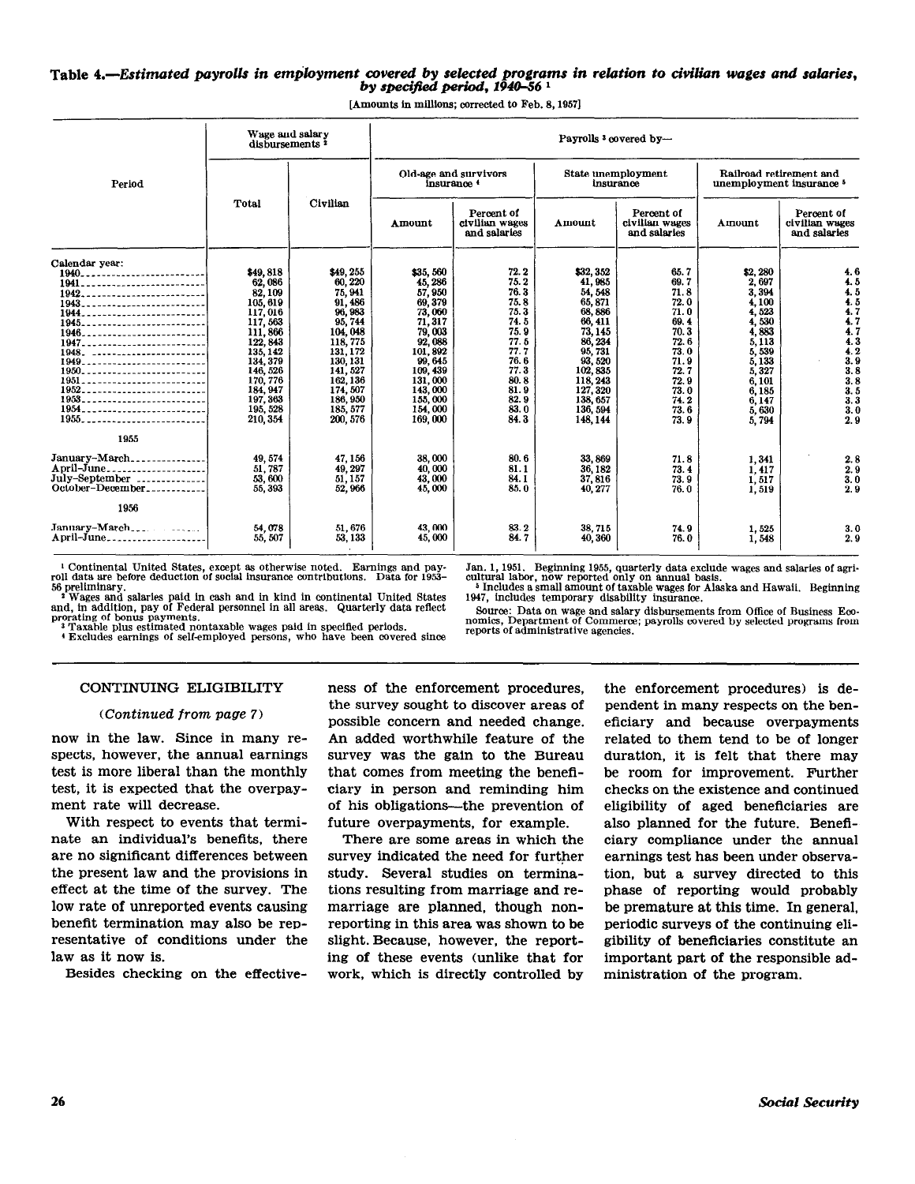**Table 4.—*Estimated payrolls in employment covered by selected programs in relation to civilian wages and salaries, by specified period, 1940–56*** [1]

[Amounts in millions; corrected to Feb. 8, 1957]

| Period | Wage and salary disbursements [2] | | Payrolls [3] covered by— | | | | | |
|---|---|---|---|---|---|---|---|---|
| | | | Old-age and survivors insurance [4] | | State unemployment insurance | | Railroad retirement and unemployment insurance [5] | |
| | Total | Civilian | Amount | Percent of civilian wages and salaries | Amount | Percent of civilian wages and salaries | Amount | Percent of civilian wages and salaries |
| Calendar year: | | | | | | | | |
| 1940 | $49,818 | $49,255 | $35,560 | 72.2 | $32,352 | 65.7 | $2,280 | 4.6 |
| 1941 | 62,086 | 60,220 | 45,286 | 75.2 | 41,985 | 69.7 | 2,697 | 4.5 |
| 1942 | 82,109 | 75,941 | 57,950 | 76.3 | 54,548 | 71.8 | 3,394 | 4.5 |
| 1943 | 105,619 | 91,486 | 69,379 | 75.8 | 65,871 | 72.0 | 4,100 | 4.5 |
| 1944 | 117,016 | 96,983 | 73,060 | 75.3 | 68,886 | 71.0 | 4,523 | 4.7 |
| 1945 | 117,563 | 95,744 | 71,317 | 74.5 | 66,411 | 69.4 | 4,530 | 4.7 |
| 1946 | 111,866 | 104,048 | 79,003 | 75.9 | 73,145 | 70.3 | 4,883 | 4.7 |
| 1947 | 122,843 | 118,775 | 92,088 | 77.5 | 86,234 | 72.6 | 5,113 | 4.3 |
| 1948 | 135,142 | 131,172 | 101,892 | 77.7 | 95,731 | 73.0 | 5,539 | 4.2 |
| 1949 | 134,379 | 130,131 | 99,645 | 76.6 | 93,520 | 71.9 | 5,133 | 3.9 |
| 1950 | 146,526 | 141,527 | 109,439 | 77.3 | 102,835 | 72.7 | 5,327 | 3.8 |
| 1951 | 170,776 | 162,136 | 131,000 | 80.8 | 118,243 | 72.9 | 6,101 | 3.8 |
| 1952 | 184,947 | 174,507 | 143,000 | 81.9 | 127,320 | 73.0 | 6,185 | 3.5 |
| 1953 | 197,363 | 186,950 | 155,000 | 82.9 | 138,657 | 74.2 | 6,147 | 3.3 |
| 1954 | 195,528 | 185,577 | 154,000 | 83.0 | 136,594 | 73.6 | 5,630 | 3.0 |
| 1955 | 210,354 | 200,576 | 169,000 | 84.3 | 148,144 | 73.9 | 5,794 | 2.9 |
| 1955 | | | | | | | | |
| January–March | 49,574 | 47,156 | 38,000 | 80.6 | 33,869 | 71.8 | 1,341 | 2.8 |
| April–June | 51,787 | 49,297 | 40,000 | 81.1 | 36,182 | 73.4 | 1,417 | 2.9 |
| July–September | 53,600 | 51,157 | 43,000 | 84.1 | 37,816 | 73.9 | 1,517 | 3.0 |
| October–December | 55,393 | 52,966 | 45,000 | 85.0 | 40,277 | 76.0 | 1,519 | 2.9 |
| 1956 | | | | | | | | |
| January–March | 54,078 | 51,676 | 43,000 | 83.2 | 38,715 | 74.9 | 1,525 | 3.0 |
| April–June | 55,507 | 53,133 | 45,000 | 84.7 | 40,360 | 76.0 | 1,548 | 2.9 |

[1] Continental United States, except as otherwise noted. Earnings and payroll data are before deduction of social insurance contributions. Data for 1953–56 preliminary.

[2] Wages and salaries paid in cash and in kind in continental United States and, in addition, pay of Federal personnel in all areas. Quarterly data reflect prorating of bonus payments.

[3] Taxable plus estimated nontaxable wages paid in specified periods.

[4] Excludes earnings of self-employed persons, who have been covered since Jan. 1, 1951. Beginning 1955, quarterly data exclude wages and salaries of agricultural labor, now reported only on annual basis.

[5] Includes a small amount of taxable wages for Alaska and Hawaii. Beginning 1947, includes temporary disability insurance.

Source: Data on wage and salary disbursements from Office of Business Economics, Department of Commerce; payrolls covered by selected programs from reports of administrative agencies.

## CONTINUING ELIGIBILITY

*(Continued from page 7)*

now in the law. Since in many respects, however, the annual earnings test is more liberal than the monthly test, it is expected that the overpayment rate will decrease.

With respect to events that terminate an individual's benefits, there are no significant differences between the present law and the provisions in effect at the time of the survey. The low rate of unreported events causing benefit termination may also be representative of conditions under the law as it now is.

Besides checking on the effectiveness of the enforcement procedures, the survey sought to discover areas of possible concern and needed change. An added worthwhile feature of the survey was the gain to the Bureau that comes from meeting the beneficiary in person and reminding him of his obligations—the prevention of future overpayments, for example.

There are some areas in which the survey indicated the need for further study. Several studies on terminations resulting from marriage and remarriage are planned, though nonreporting in this area was shown to be slight. Because, however, the reporting of these events (unlike that for work, which is directly controlled by the enforcement procedures) is dependent in many respects on the beneficiary and because overpayments related to them tend to be of longer duration, it is felt that there may be room for improvement. Further checks on the existence and continued eligibility of aged beneficiaries are also planned for the future. Beneficiary compliance under the annual earnings test has been under observation, but a survey directed to this phase of reporting would probably be premature at this time. In general, periodic surveys of the continuing eligibility of beneficiaries constitute an important part of the responsible administration of the program.